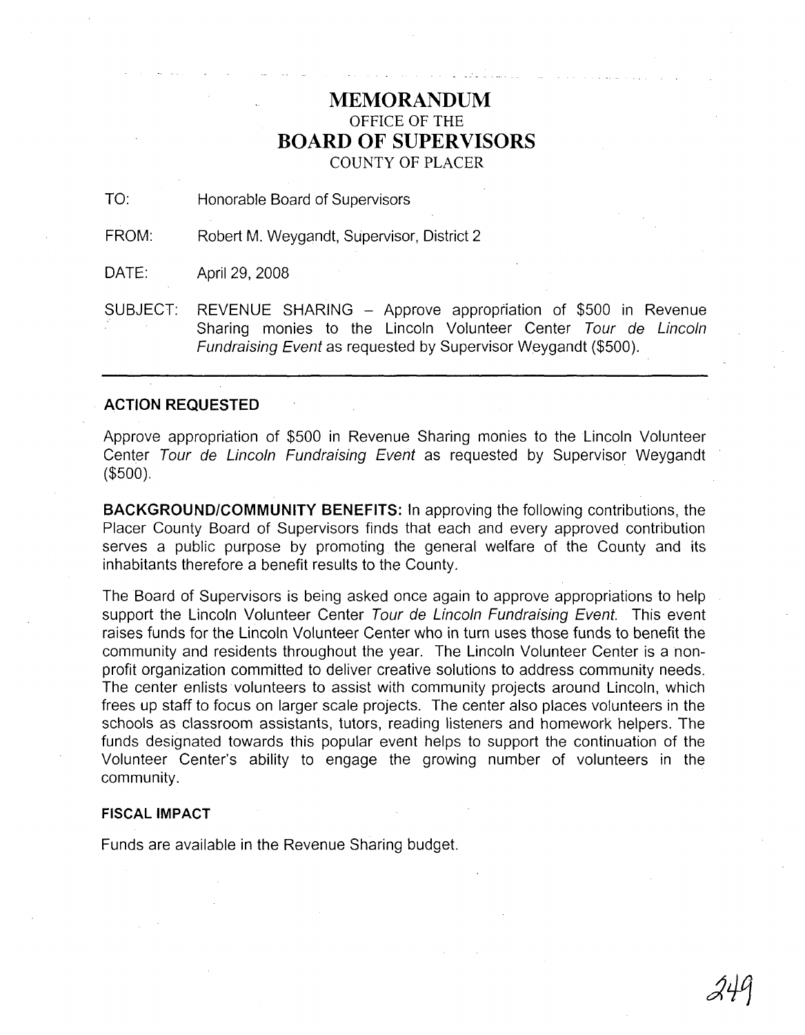# MEMORANDUM

OFFICE OF THE

# BOARD OF SUPERVISORS

COUNTY OF PLACER

TO: Honorable Board of Supervisors

FROM: Robert M. Weygandt, Supervisor, District 2

DATE: April 29, 2008

SUBJECT: REVENUE SHARING – Approve appropriation of $500 in Revenue Sharing monies to the Lincoln Volunteer Center *Tour de Lincoln Fundraising Event* as requested by Supervisor Weygandt ($500).

---

**ACTION REQUESTED**

Approve appropriation of $500 in Revenue Sharing monies to the Lincoln Volunteer Center *Tour de Lincoln Fundraising Event* as requested by Supervisor Weygandt ($500).

**BACKGROUND/COMMUNITY BENEFITS:** In approving the following contributions, the Placer County Board of Supervisors finds that each and every approved contribution serves a public purpose by promoting the general welfare of the County and its inhabitants therefore a benefit results to the County.

The Board of Supervisors is being asked once again to approve appropriations to help support the Lincoln Volunteer Center *Tour de Lincoln Fundraising Event.* This event raises funds for the Lincoln Volunteer Center who in turn uses those funds to benefit the community and residents throughout the year. The Lincoln Volunteer Center is a non-profit organization committed to deliver creative solutions to address community needs. The center enlists volunteers to assist with community projects around Lincoln, which frees up staff to focus on larger scale projects. The center also places volunteers in the schools as classroom assistants, tutors, reading listeners and homework helpers. The funds designated towards this popular event helps to support the continuation of the Volunteer Center's ability to engage the growing number of volunteers in the community.

**FISCAL IMPACT**

Funds are available in the Revenue Sharing budget.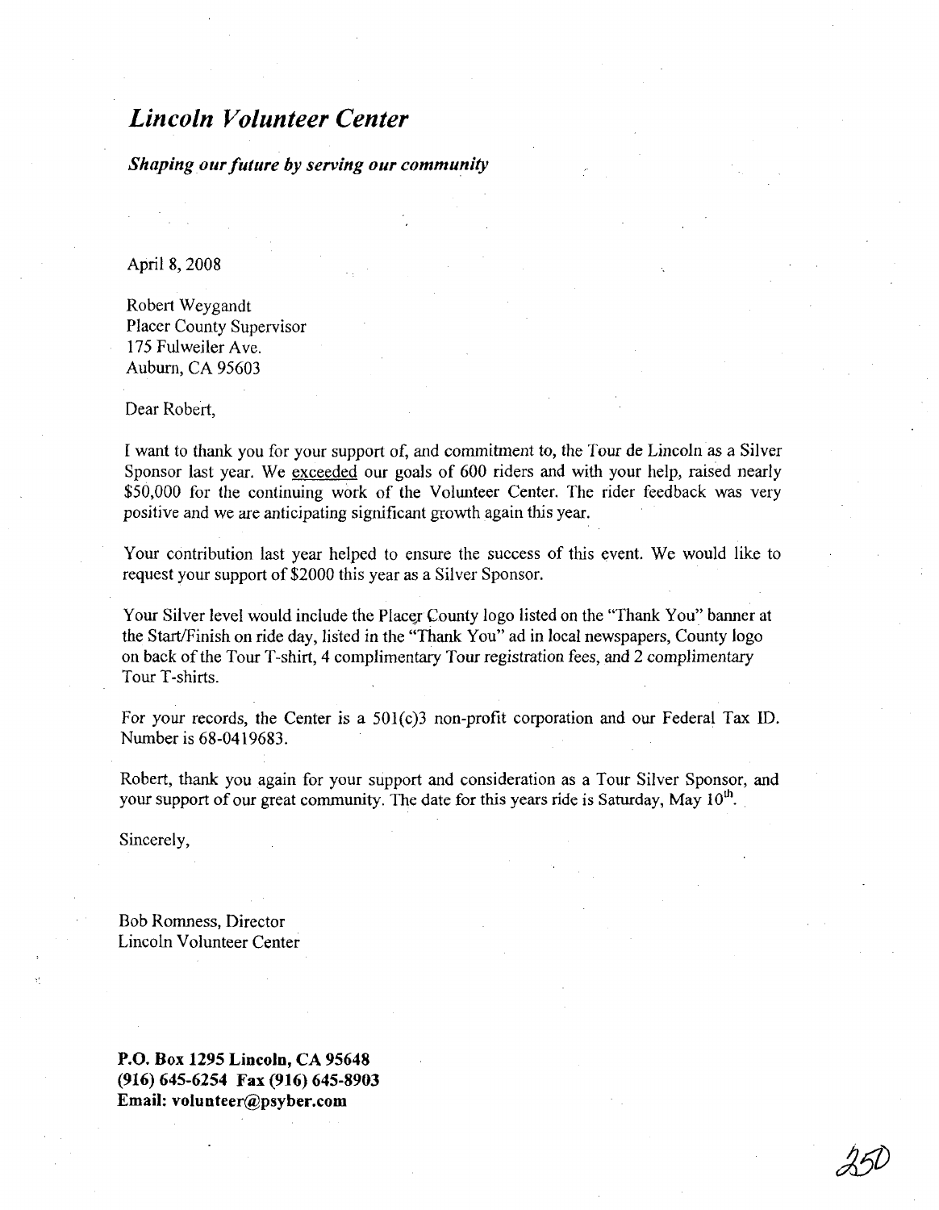# *Lincoln Volunteer Center*

***Shaping our future by serving our community***

April 8, 2008

Robert Weygandt
Placer County Supervisor
175 Fulweiler Ave.
Auburn, CA 95603

Dear Robert,

I want to thank you for your support of, and commitment to, the Tour de Lincoln as a Silver Sponsor last year. We exceeded our goals of 600 riders and with your help, raised nearly \$50,000 for the continuing work of the Volunteer Center. The rider feedback was very positive and we are anticipating significant growth again this year.

Your contribution last year helped to ensure the success of this event. We would like to request your support of \$2000 this year as a Silver Sponsor.

Your Silver level would include the Placer County logo listed on the "Thank You" banner at the Start/Finish on ride day, listed in the "Thank You" ad in local newspapers, County logo on back of the Tour T-shirt, 4 complimentary Tour registration fees, and 2 complimentary Tour T-shirts.

For your records, the Center is a 501(c)3 non-profit corporation and our Federal Tax ID. Number is 68-0419683.

Robert, thank you again for your support and consideration as a Tour Silver Sponsor, and your support of our great community. The date for this years ride is Saturday, May 10th.

Sincerely,

Bob Romness, Director
Lincoln Volunteer Center

**P.O. Box 1295 Lincoln, CA 95648**
**(916) 645-6254 Fax (916) 645-8903**
**Email: volunteer@psyber.com**